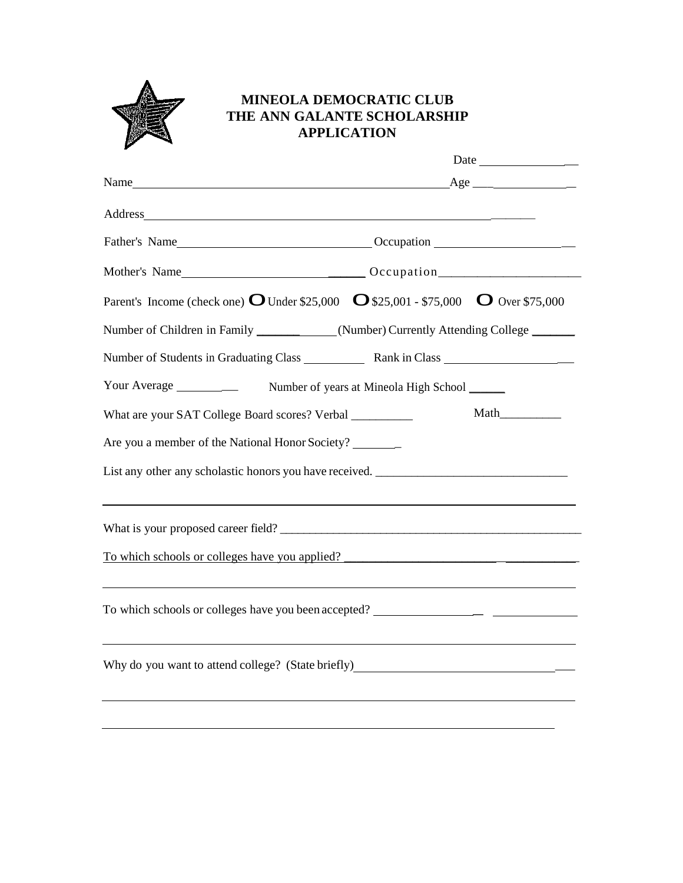# MINEOLA DEMOCRATIC CLUB
# THE ANN GALANTE SCHOLARSHIP
# APPLICATION

Date ________________

Name ______________________________________________________ Age ________________

Address ______________________________________________________________

Father's Name ________________________________ Occupation ______________________

Mother's Name ______________________________ Occupation ______________________

Parent's Income (check one) O Under $25,000 O $25,001 - $75,000 O Over $75,000

Number of Children in Family _____________ (Number) Currently Attending College _______

Number of Students in Graduating Class __________ Rank in Class ____________________

Your Average ___________ Number of years at Mineola High School ______

What are your SAT College Board scores? Verbal __________ Math__________

Are you a member of the National Honor Society? ________

List any other any scholastic honors you have received. _______________________________

______________________________________________________________________________

What is your proposed career field? ___________________________________________________

To which schools or colleges have you applied? _______________________________________

______________________________________________________________________________

To which schools or colleges have you been accepted? ____________________________________

______________________________________________________________________________

Why do you want to attend college? (State briefly) ___________________________________

______________________________________________________________________________

______________________________________________________________________________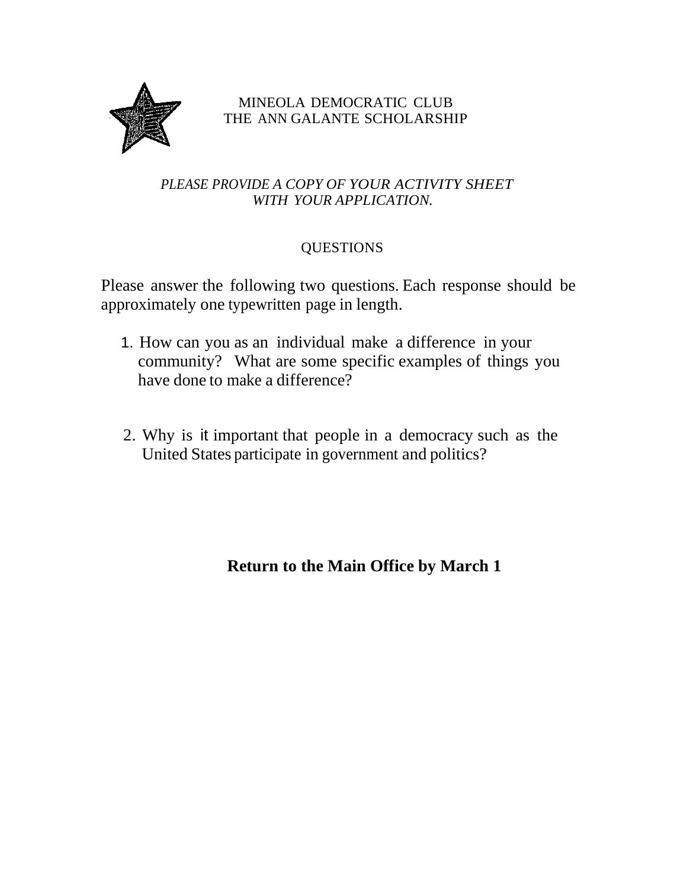MINEOLA DEMOCRATIC CLUB
THE ANN GALANTE SCHOLARSHIP

*PLEASE PROVIDE A COPY OF YOUR ACTIVITY SHEET WITH YOUR APPLICATION.*

QUESTIONS

Please answer the following two questions. Each response should be approximately one typewritten page in length.

1. How can you as an individual make a difference in your community? What are some specific examples of things you have done to make a difference?

2. Why is it important that people in a democracy such as the United States participate in government and politics?

**Return to the Main Office by March 1**